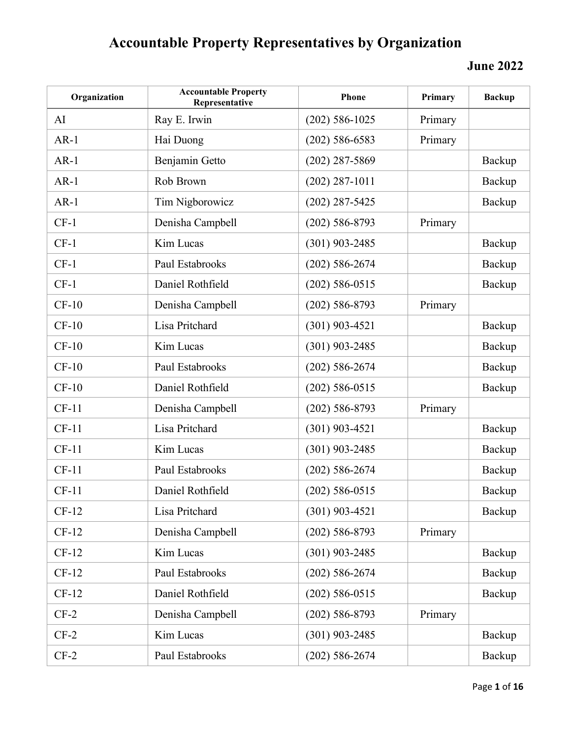# Accountable Property Representatives by Organization

**June 2022**

| Organization | Accountable Property Representative | Phone | Primary | Backup |
|---|---|---|---|---|
| AI | Ray E. Irwin | (202) 586-1025 | Primary | |
| AR-1 | Hai Duong | (202) 586-6583 | Primary | |
| AR-1 | Benjamin Getto | (202) 287-5869 | | Backup |
| AR-1 | Rob Brown | (202) 287-1011 | | Backup |
| AR-1 | Tim Nigborowicz | (202) 287-5425 | | Backup |
| CF-1 | Denisha Campbell | (202) 586-8793 | Primary | |
| CF-1 | Kim Lucas | (301) 903-2485 | | Backup |
| CF-1 | Paul Estabrooks | (202) 586-2674 | | Backup |
| CF-1 | Daniel Rothfield | (202) 586-0515 | | Backup |
| CF-10 | Denisha Campbell | (202) 586-8793 | Primary | |
| CF-10 | Lisa Pritchard | (301) 903-4521 | | Backup |
| CF-10 | Kim Lucas | (301) 903-2485 | | Backup |
| CF-10 | Paul Estabrooks | (202) 586-2674 | | Backup |
| CF-10 | Daniel Rothfield | (202) 586-0515 | | Backup |
| CF-11 | Denisha Campbell | (202) 586-8793 | Primary | |
| CF-11 | Lisa Pritchard | (301) 903-4521 | | Backup |
| CF-11 | Kim Lucas | (301) 903-2485 | | Backup |
| CF-11 | Paul Estabrooks | (202) 586-2674 | | Backup |
| CF-11 | Daniel Rothfield | (202) 586-0515 | | Backup |
| CF-12 | Lisa Pritchard | (301) 903-4521 | | Backup |
| CF-12 | Denisha Campbell | (202) 586-8793 | Primary | |
| CF-12 | Kim Lucas | (301) 903-2485 | | Backup |
| CF-12 | Paul Estabrooks | (202) 586-2674 | | Backup |
| CF-12 | Daniel Rothfield | (202) 586-0515 | | Backup |
| CF-2 | Denisha Campbell | (202) 586-8793 | Primary | |
| CF-2 | Kim Lucas | (301) 903-2485 | | Backup |
| CF-2 | Paul Estabrooks | (202) 586-2674 | | Backup |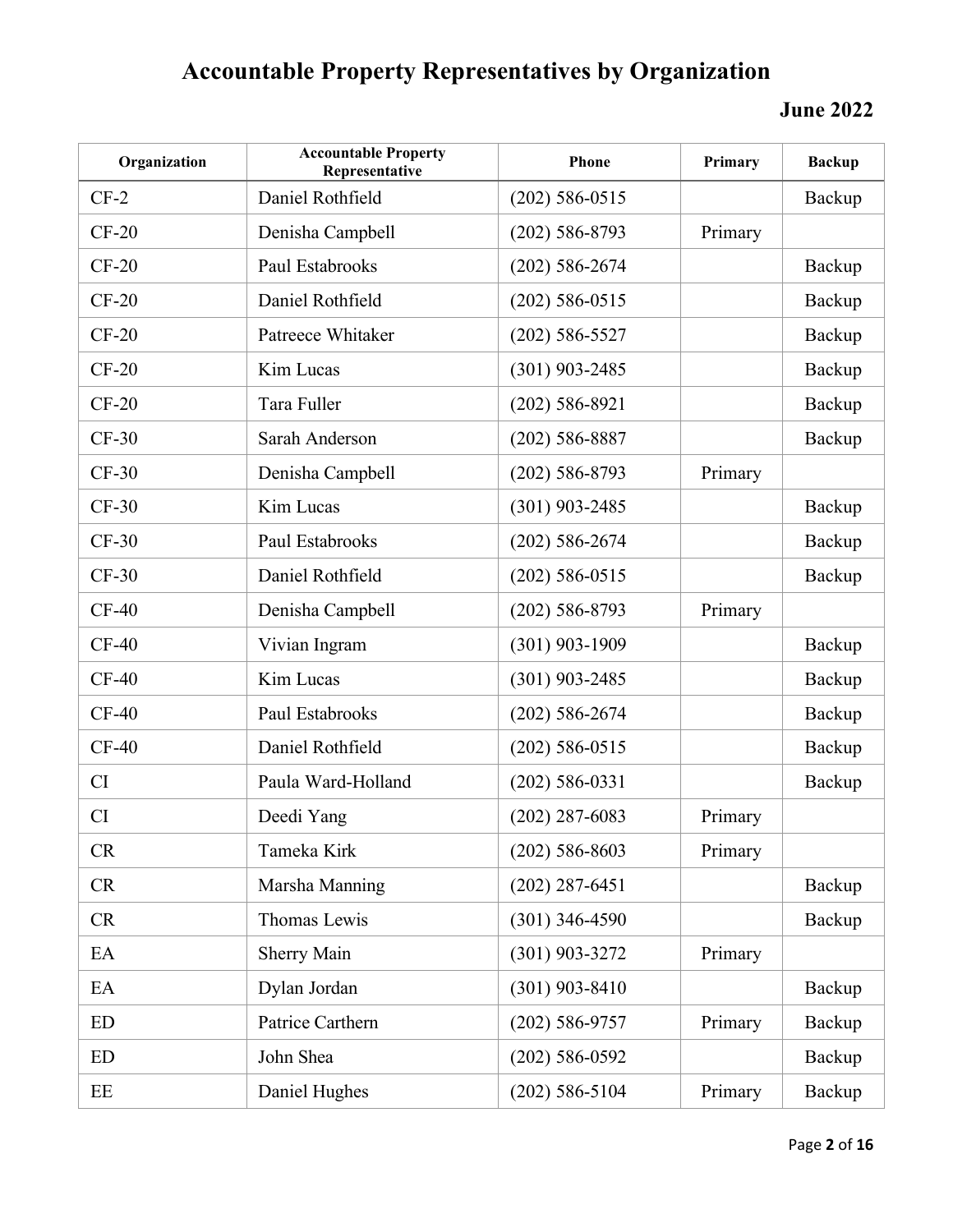# Accountable Property Representatives by Organization

## June 2022

| Organization | Accountable Property Representative | Phone | Primary | Backup |
|---|---|---|---|---|
| CF-2 | Daniel Rothfield | (202) 586-0515 | | Backup |
| CF-20 | Denisha Campbell | (202) 586-8793 | Primary | |
| CF-20 | Paul Estabrooks | (202) 586-2674 | | Backup |
| CF-20 | Daniel Rothfield | (202) 586-0515 | | Backup |
| CF-20 | Patreece Whitaker | (202) 586-5527 | | Backup |
| CF-20 | Kim Lucas | (301) 903-2485 | | Backup |
| CF-20 | Tara Fuller | (202) 586-8921 | | Backup |
| CF-30 | Sarah Anderson | (202) 586-8887 | | Backup |
| CF-30 | Denisha Campbell | (202) 586-8793 | Primary | |
| CF-30 | Kim Lucas | (301) 903-2485 | | Backup |
| CF-30 | Paul Estabrooks | (202) 586-2674 | | Backup |
| CF-30 | Daniel Rothfield | (202) 586-0515 | | Backup |
| CF-40 | Denisha Campbell | (202) 586-8793 | Primary | |
| CF-40 | Vivian Ingram | (301) 903-1909 | | Backup |
| CF-40 | Kim Lucas | (301) 903-2485 | | Backup |
| CF-40 | Paul Estabrooks | (202) 586-2674 | | Backup |
| CF-40 | Daniel Rothfield | (202) 586-0515 | | Backup |
| CI | Paula Ward-Holland | (202) 586-0331 | | Backup |
| CI | Deedi Yang | (202) 287-6083 | Primary | |
| CR | Tameka Kirk | (202) 586-8603 | Primary | |
| CR | Marsha Manning | (202) 287-6451 | | Backup |
| CR | Thomas Lewis | (301) 346-4590 | | Backup |
| EA | Sherry Main | (301) 903-3272 | Primary | |
| EA | Dylan Jordan | (301) 903-8410 | | Backup |
| ED | Patrice Carthern | (202) 586-9757 | Primary | Backup |
| ED | John Shea | (202) 586-0592 | | Backup |
| EE | Daniel Hughes | (202) 586-5104 | Primary | Backup |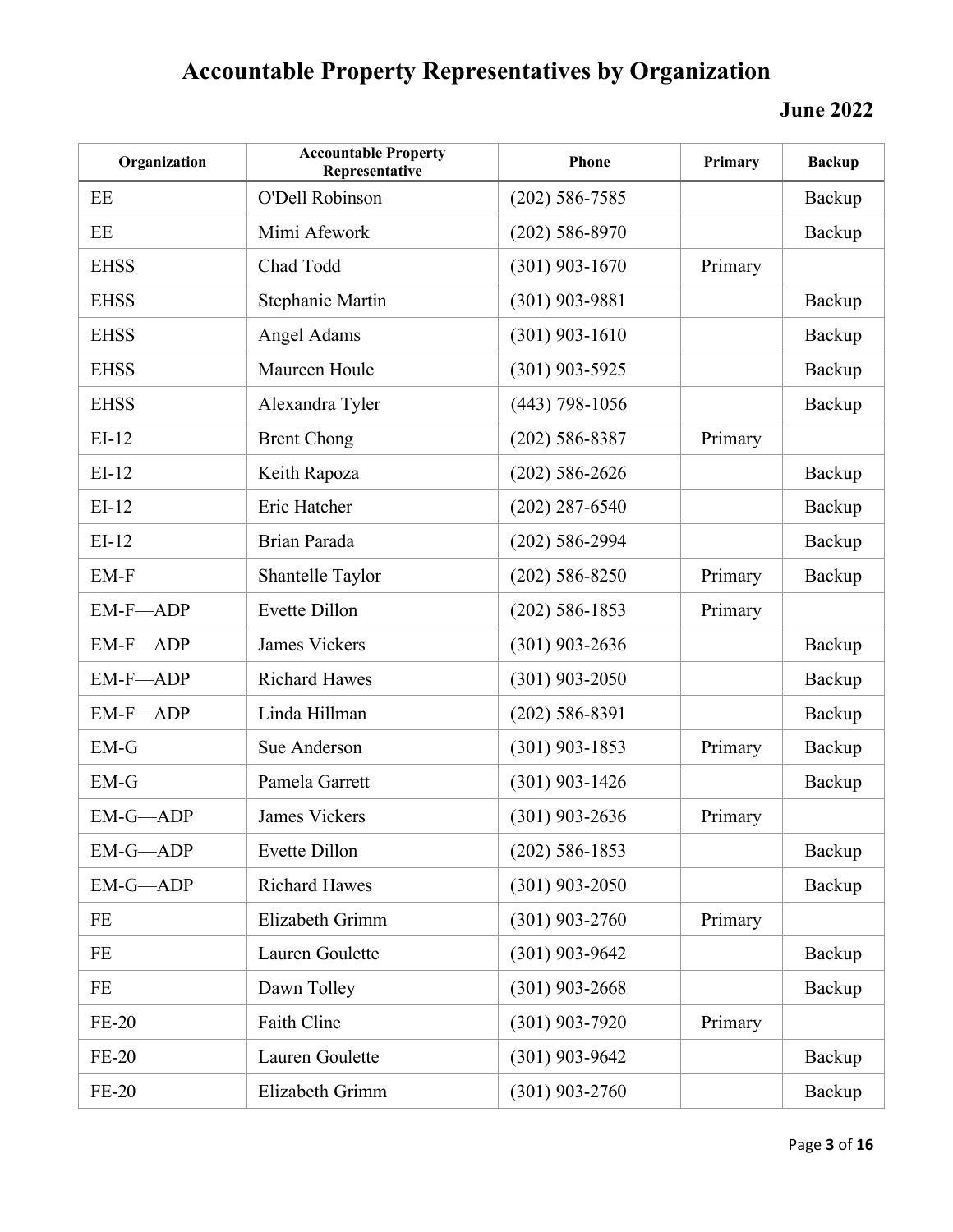# Accountable Property Representatives by Organization

**June 2022**

| Organization | Accountable Property Representative | Phone | Primary | Backup |
|---|---|---|---|---|
| EE | O'Dell Robinson | (202) 586-7585 | | Backup |
| EE | Mimi Afework | (202) 586-8970 | | Backup |
| EHSS | Chad Todd | (301) 903-1670 | Primary | |
| EHSS | Stephanie Martin | (301) 903-9881 | | Backup |
| EHSS | Angel Adams | (301) 903-1610 | | Backup |
| EHSS | Maureen Houle | (301) 903-5925 | | Backup |
| EHSS | Alexandra Tyler | (443) 798-1056 | | Backup |
| EI-12 | Brent Chong | (202) 586-8387 | Primary | |
| EI-12 | Keith Rapoza | (202) 586-2626 | | Backup |
| EI-12 | Eric Hatcher | (202) 287-6540 | | Backup |
| EI-12 | Brian Parada | (202) 586-2994 | | Backup |
| EM-F | Shantelle Taylor | (202) 586-8250 | Primary | Backup |
| EM-F—ADP | Evette Dillon | (202) 586-1853 | Primary | |
| EM-F—ADP | James Vickers | (301) 903-2636 | | Backup |
| EM-F—ADP | Richard Hawes | (301) 903-2050 | | Backup |
| EM-F—ADP | Linda Hillman | (202) 586-8391 | | Backup |
| EM-G | Sue Anderson | (301) 903-1853 | Primary | Backup |
| EM-G | Pamela Garrett | (301) 903-1426 | | Backup |
| EM-G—ADP | James Vickers | (301) 903-2636 | Primary | |
| EM-G—ADP | Evette Dillon | (202) 586-1853 | | Backup |
| EM-G—ADP | Richard Hawes | (301) 903-2050 | | Backup |
| FE | Elizabeth Grimm | (301) 903-2760 | Primary | |
| FE | Lauren Goulette | (301) 903-9642 | | Backup |
| FE | Dawn Tolley | (301) 903-2668 | | Backup |
| FE-20 | Faith Cline | (301) 903-7920 | Primary | |
| FE-20 | Lauren Goulette | (301) 903-9642 | | Backup |
| FE-20 | Elizabeth Grimm | (301) 903-2760 | | Backup |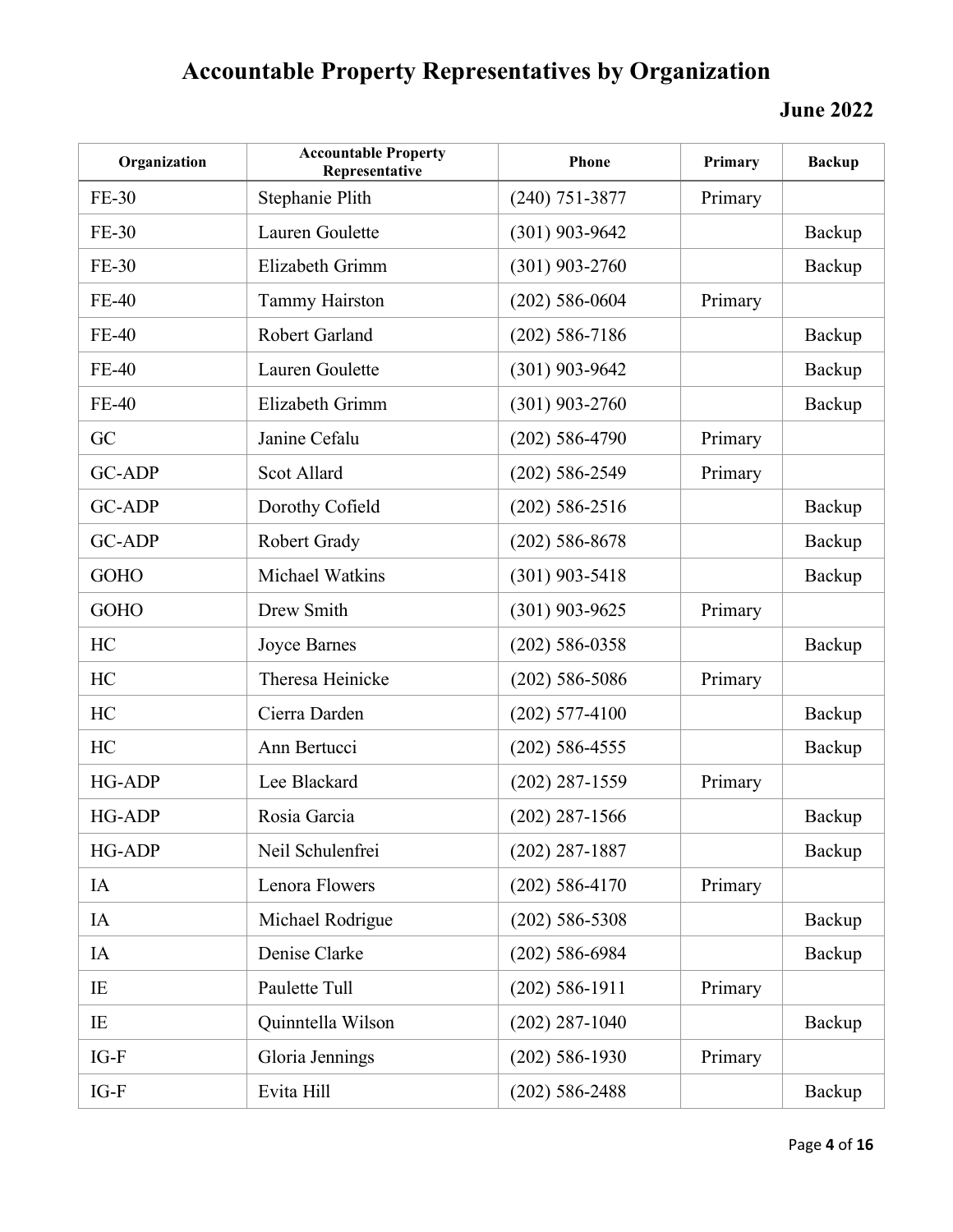# Accountable Property Representatives by Organization

**June 2022**

| Organization | Accountable Property Representative | Phone | Primary | Backup |
|---|---|---|---|---|
| FE-30 | Stephanie Plith | (240) 751-3877 | Primary | |
| FE-30 | Lauren Goulette | (301) 903-9642 | | Backup |
| FE-30 | Elizabeth Grimm | (301) 903-2760 | | Backup |
| FE-40 | Tammy Hairston | (202) 586-0604 | Primary | |
| FE-40 | Robert Garland | (202) 586-7186 | | Backup |
| FE-40 | Lauren Goulette | (301) 903-9642 | | Backup |
| FE-40 | Elizabeth Grimm | (301) 903-2760 | | Backup |
| GC | Janine Cefalu | (202) 586-4790 | Primary | |
| GC-ADP | Scot Allard | (202) 586-2549 | Primary | |
| GC-ADP | Dorothy Cofield | (202) 586-2516 | | Backup |
| GC-ADP | Robert Grady | (202) 586-8678 | | Backup |
| GOHO | Michael Watkins | (301) 903-5418 | | Backup |
| GOHO | Drew Smith | (301) 903-9625 | Primary | |
| HC | Joyce Barnes | (202) 586-0358 | | Backup |
| HC | Theresa Heinicke | (202) 586-5086 | Primary | |
| HC | Cierra Darden | (202) 577-4100 | | Backup |
| HC | Ann Bertucci | (202) 586-4555 | | Backup |
| HG-ADP | Lee Blackard | (202) 287-1559 | Primary | |
| HG-ADP | Rosia Garcia | (202) 287-1566 | | Backup |
| HG-ADP | Neil Schulenfrei | (202) 287-1887 | | Backup |
| IA | Lenora Flowers | (202) 586-4170 | Primary | |
| IA | Michael Rodrigue | (202) 586-5308 | | Backup |
| IA | Denise Clarke | (202) 586-6984 | | Backup |
| IE | Paulette Tull | (202) 586-1911 | Primary | |
| IE | Quinntella Wilson | (202) 287-1040 | | Backup |
| IG-F | Gloria Jennings | (202) 586-1930 | Primary | |
| IG-F | Evita Hill | (202) 586-2488 | | Backup |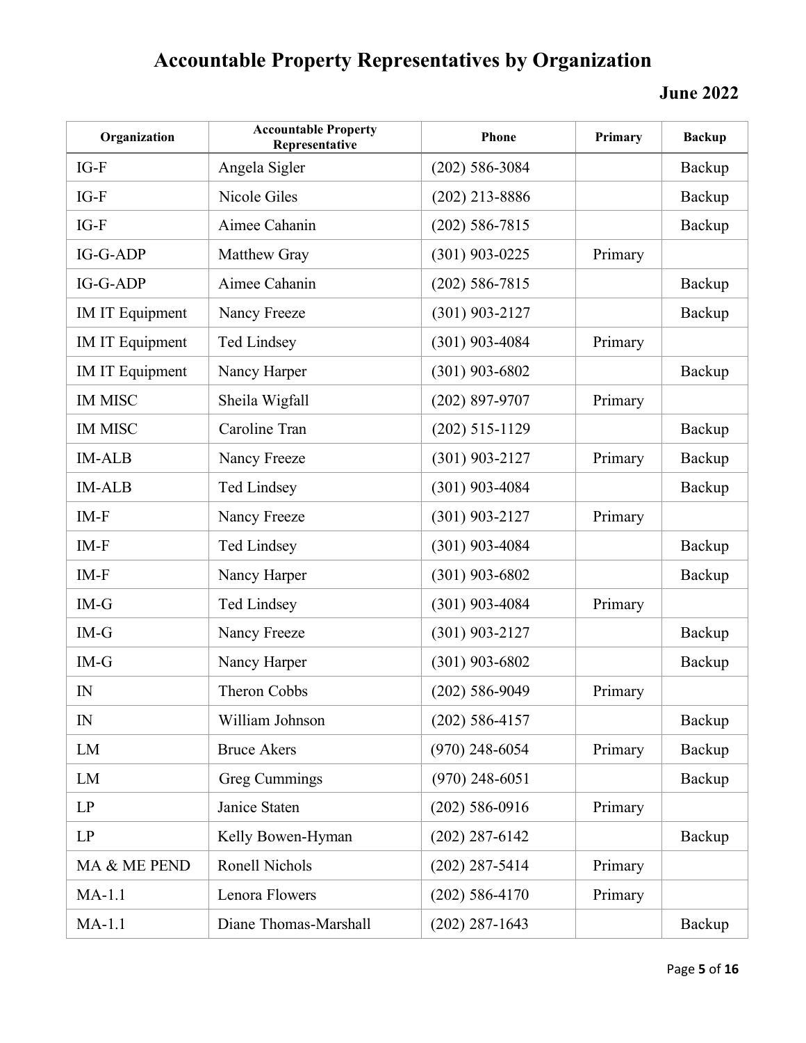# Accountable Property Representatives by Organization

**June 2022**

| Organization | Accountable Property Representative | Phone | Primary | Backup |
|---|---|---|---|---|
| IG-F | Angela Sigler | (202) 586-3084 | | Backup |
| IG-F | Nicole Giles | (202) 213-8886 | | Backup |
| IG-F | Aimee Cahanin | (202) 586-7815 | | Backup |
| IG-G-ADP | Matthew Gray | (301) 903-0225 | Primary | |
| IG-G-ADP | Aimee Cahanin | (202) 586-7815 | | Backup |
| IM IT Equipment | Nancy Freeze | (301) 903-2127 | | Backup |
| IM IT Equipment | Ted Lindsey | (301) 903-4084 | Primary | |
| IM IT Equipment | Nancy Harper | (301) 903-6802 | | Backup |
| IM MISC | Sheila Wigfall | (202) 897-9707 | Primary | |
| IM MISC | Caroline Tran | (202) 515-1129 | | Backup |
| IM-ALB | Nancy Freeze | (301) 903-2127 | Primary | Backup |
| IM-ALB | Ted Lindsey | (301) 903-4084 | | Backup |
| IM-F | Nancy Freeze | (301) 903-2127 | Primary | |
| IM-F | Ted Lindsey | (301) 903-4084 | | Backup |
| IM-F | Nancy Harper | (301) 903-6802 | | Backup |
| IM-G | Ted Lindsey | (301) 903-4084 | Primary | |
| IM-G | Nancy Freeze | (301) 903-2127 | | Backup |
| IM-G | Nancy Harper | (301) 903-6802 | | Backup |
| IN | Theron Cobbs | (202) 586-9049 | Primary | |
| IN | William Johnson | (202) 586-4157 | | Backup |
| LM | Bruce Akers | (970) 248-6054 | Primary | Backup |
| LM | Greg Cummings | (970) 248-6051 | | Backup |
| LP | Janice Staten | (202) 586-0916 | Primary | |
| LP | Kelly Bowen-Hyman | (202) 287-6142 | | Backup |
| MA & ME PEND | Ronell Nichols | (202) 287-5414 | Primary | |
| MA-1.1 | Lenora Flowers | (202) 586-4170 | Primary | |
| MA-1.1 | Diane Thomas-Marshall | (202) 287-1643 | | Backup |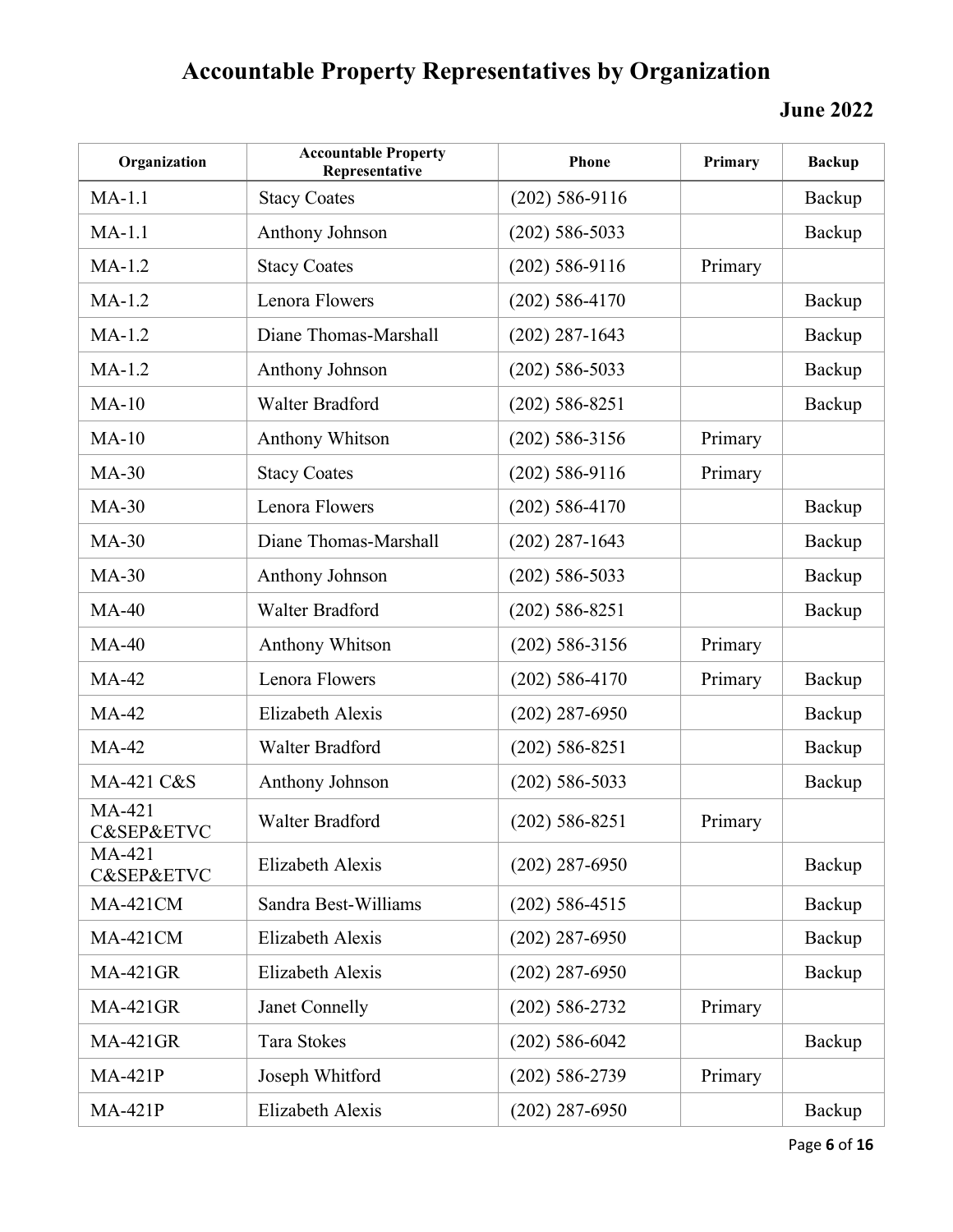# Accountable Property Representatives by Organization

**June 2022**

| Organization | Accountable Property Representative | Phone | Primary | Backup |
|---|---|---|---|---|
| MA-1.1 | Stacy Coates | (202) 586-9116 | | Backup |
| MA-1.1 | Anthony Johnson | (202) 586-5033 | | Backup |
| MA-1.2 | Stacy Coates | (202) 586-9116 | Primary | |
| MA-1.2 | Lenora Flowers | (202) 586-4170 | | Backup |
| MA-1.2 | Diane Thomas-Marshall | (202) 287-1643 | | Backup |
| MA-1.2 | Anthony Johnson | (202) 586-5033 | | Backup |
| MA-10 | Walter Bradford | (202) 586-8251 | | Backup |
| MA-10 | Anthony Whitson | (202) 586-3156 | Primary | |
| MA-30 | Stacy Coates | (202) 586-9116 | Primary | |
| MA-30 | Lenora Flowers | (202) 586-4170 | | Backup |
| MA-30 | Diane Thomas-Marshall | (202) 287-1643 | | Backup |
| MA-30 | Anthony Johnson | (202) 586-5033 | | Backup |
| MA-40 | Walter Bradford | (202) 586-8251 | | Backup |
| MA-40 | Anthony Whitson | (202) 586-3156 | Primary | |
| MA-42 | Lenora Flowers | (202) 586-4170 | Primary | Backup |
| MA-42 | Elizabeth Alexis | (202) 287-6950 | | Backup |
| MA-42 | Walter Bradford | (202) 586-8251 | | Backup |
| MA-421 C&S | Anthony Johnson | (202) 586-5033 | | Backup |
| MA-421 C&SEP&ETVC | Walter Bradford | (202) 586-8251 | Primary | |
| MA-421 C&SEP&ETVC | Elizabeth Alexis | (202) 287-6950 | | Backup |
| MA-421CM | Sandra Best-Williams | (202) 586-4515 | | Backup |
| MA-421CM | Elizabeth Alexis | (202) 287-6950 | | Backup |
| MA-421GR | Elizabeth Alexis | (202) 287-6950 | | Backup |
| MA-421GR | Janet Connelly | (202) 586-2732 | Primary | |
| MA-421GR | Tara Stokes | (202) 586-6042 | | Backup |
| MA-421P | Joseph Whitford | (202) 586-2739 | Primary | |
| MA-421P | Elizabeth Alexis | (202) 287-6950 | | Backup |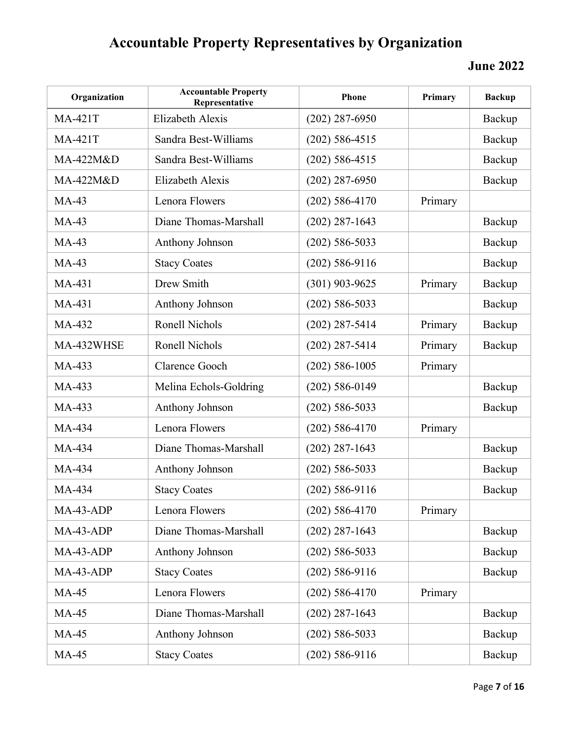# Accountable Property Representatives by Organization

## June 2022

| Organization | Accountable Property Representative | Phone | Primary | Backup |
|---|---|---|---|---|
| MA-421T | Elizabeth Alexis | (202) 287-6950 | | Backup |
| MA-421T | Sandra Best-Williams | (202) 586-4515 | | Backup |
| MA-422M&D | Sandra Best-Williams | (202) 586-4515 | | Backup |
| MA-422M&D | Elizabeth Alexis | (202) 287-6950 | | Backup |
| MA-43 | Lenora Flowers | (202) 586-4170 | Primary | |
| MA-43 | Diane Thomas-Marshall | (202) 287-1643 | | Backup |
| MA-43 | Anthony Johnson | (202) 586-5033 | | Backup |
| MA-43 | Stacy Coates | (202) 586-9116 | | Backup |
| MA-431 | Drew Smith | (301) 903-9625 | Primary | Backup |
| MA-431 | Anthony Johnson | (202) 586-5033 | | Backup |
| MA-432 | Ronell Nichols | (202) 287-5414 | Primary | Backup |
| MA-432WHSE | Ronell Nichols | (202) 287-5414 | Primary | Backup |
| MA-433 | Clarence Gooch | (202) 586-1005 | Primary | |
| MA-433 | Melina Echols-Goldring | (202) 586-0149 | | Backup |
| MA-433 | Anthony Johnson | (202) 586-5033 | | Backup |
| MA-434 | Lenora Flowers | (202) 586-4170 | Primary | |
| MA-434 | Diane Thomas-Marshall | (202) 287-1643 | | Backup |
| MA-434 | Anthony Johnson | (202) 586-5033 | | Backup |
| MA-434 | Stacy Coates | (202) 586-9116 | | Backup |
| MA-43-ADP | Lenora Flowers | (202) 586-4170 | Primary | |
| MA-43-ADP | Diane Thomas-Marshall | (202) 287-1643 | | Backup |
| MA-43-ADP | Anthony Johnson | (202) 586-5033 | | Backup |
| MA-43-ADP | Stacy Coates | (202) 586-9116 | | Backup |
| MA-45 | Lenora Flowers | (202) 586-4170 | Primary | |
| MA-45 | Diane Thomas-Marshall | (202) 287-1643 | | Backup |
| MA-45 | Anthony Johnson | (202) 586-5033 | | Backup |
| MA-45 | Stacy Coates | (202) 586-9116 | | Backup |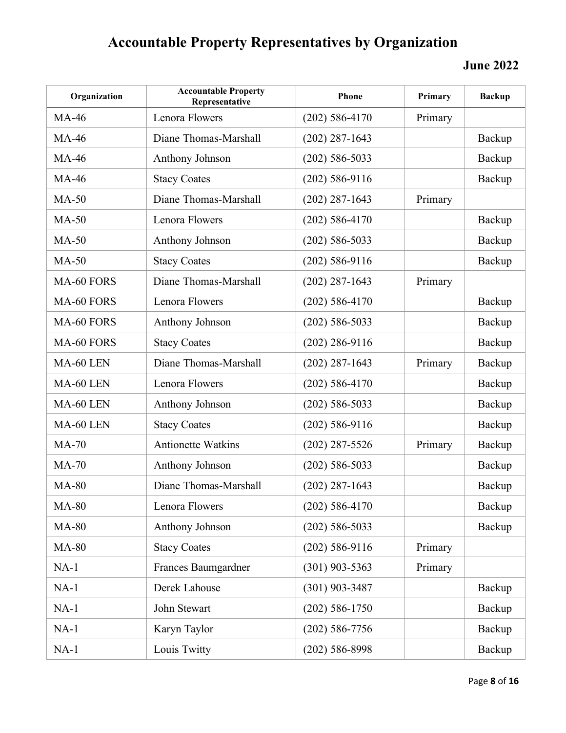# Accountable Property Representatives by Organization

**June 2022**

| Organization | Accountable Property Representative | Phone | Primary | Backup |
|---|---|---|---|---|
| MA-46 | Lenora Flowers | (202) 586-4170 | Primary | |
| MA-46 | Diane Thomas-Marshall | (202) 287-1643 | | Backup |
| MA-46 | Anthony Johnson | (202) 586-5033 | | Backup |
| MA-46 | Stacy Coates | (202) 586-9116 | | Backup |
| MA-50 | Diane Thomas-Marshall | (202) 287-1643 | Primary | |
| MA-50 | Lenora Flowers | (202) 586-4170 | | Backup |
| MA-50 | Anthony Johnson | (202) 586-5033 | | Backup |
| MA-50 | Stacy Coates | (202) 586-9116 | | Backup |
| MA-60 FORS | Diane Thomas-Marshall | (202) 287-1643 | Primary | |
| MA-60 FORS | Lenora Flowers | (202) 586-4170 | | Backup |
| MA-60 FORS | Anthony Johnson | (202) 586-5033 | | Backup |
| MA-60 FORS | Stacy Coates | (202) 286-9116 | | Backup |
| MA-60 LEN | Diane Thomas-Marshall | (202) 287-1643 | Primary | Backup |
| MA-60 LEN | Lenora Flowers | (202) 586-4170 | | Backup |
| MA-60 LEN | Anthony Johnson | (202) 586-5033 | | Backup |
| MA-60 LEN | Stacy Coates | (202) 586-9116 | | Backup |
| MA-70 | Antionette Watkins | (202) 287-5526 | Primary | Backup |
| MA-70 | Anthony Johnson | (202) 586-5033 | | Backup |
| MA-80 | Diane Thomas-Marshall | (202) 287-1643 | | Backup |
| MA-80 | Lenora Flowers | (202) 586-4170 | | Backup |
| MA-80 | Anthony Johnson | (202) 586-5033 | | Backup |
| MA-80 | Stacy Coates | (202) 586-9116 | Primary | |
| NA-1 | Frances Baumgardner | (301) 903-5363 | Primary | |
| NA-1 | Derek Lahouse | (301) 903-3487 | | Backup |
| NA-1 | John Stewart | (202) 586-1750 | | Backup |
| NA-1 | Karyn Taylor | (202) 586-7756 | | Backup |
| NA-1 | Louis Twitty | (202) 586-8998 | | Backup |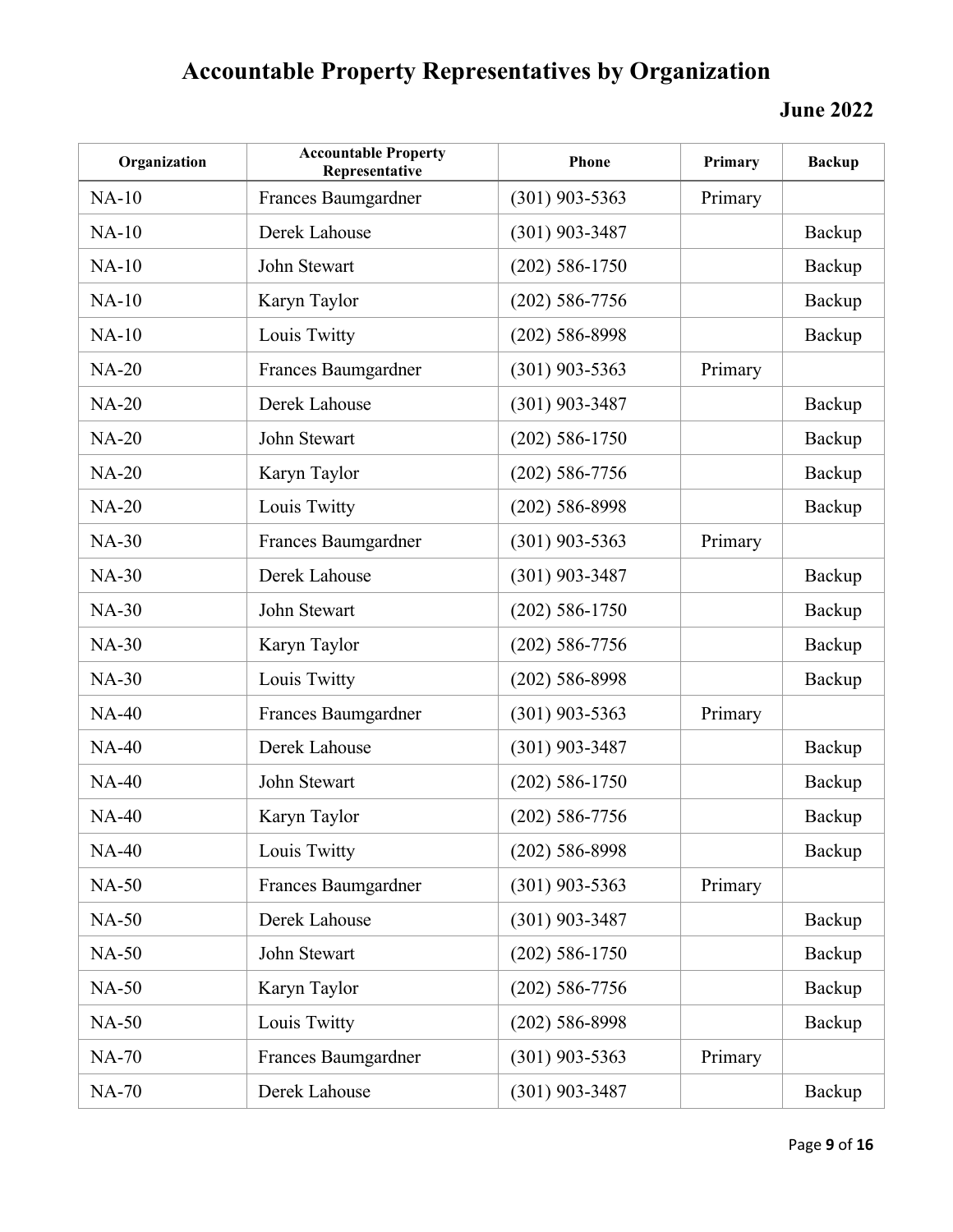# Accountable Property Representatives by Organization

**June 2022**

| Organization | Accountable Property Representative | Phone | Primary | Backup |
|---|---|---|---|---|
| NA-10 | Frances Baumgardner | (301) 903-5363 | Primary | |
| NA-10 | Derek Lahouse | (301) 903-3487 | | Backup |
| NA-10 | John Stewart | (202) 586-1750 | | Backup |
| NA-10 | Karyn Taylor | (202) 586-7756 | | Backup |
| NA-10 | Louis Twitty | (202) 586-8998 | | Backup |
| NA-20 | Frances Baumgardner | (301) 903-5363 | Primary | |
| NA-20 | Derek Lahouse | (301) 903-3487 | | Backup |
| NA-20 | John Stewart | (202) 586-1750 | | Backup |
| NA-20 | Karyn Taylor | (202) 586-7756 | | Backup |
| NA-20 | Louis Twitty | (202) 586-8998 | | Backup |
| NA-30 | Frances Baumgardner | (301) 903-5363 | Primary | |
| NA-30 | Derek Lahouse | (301) 903-3487 | | Backup |
| NA-30 | John Stewart | (202) 586-1750 | | Backup |
| NA-30 | Karyn Taylor | (202) 586-7756 | | Backup |
| NA-30 | Louis Twitty | (202) 586-8998 | | Backup |
| NA-40 | Frances Baumgardner | (301) 903-5363 | Primary | |
| NA-40 | Derek Lahouse | (301) 903-3487 | | Backup |
| NA-40 | John Stewart | (202) 586-1750 | | Backup |
| NA-40 | Karyn Taylor | (202) 586-7756 | | Backup |
| NA-40 | Louis Twitty | (202) 586-8998 | | Backup |
| NA-50 | Frances Baumgardner | (301) 903-5363 | Primary | |
| NA-50 | Derek Lahouse | (301) 903-3487 | | Backup |
| NA-50 | John Stewart | (202) 586-1750 | | Backup |
| NA-50 | Karyn Taylor | (202) 586-7756 | | Backup |
| NA-50 | Louis Twitty | (202) 586-8998 | | Backup |
| NA-70 | Frances Baumgardner | (301) 903-5363 | Primary | |
| NA-70 | Derek Lahouse | (301) 903-3487 | | Backup |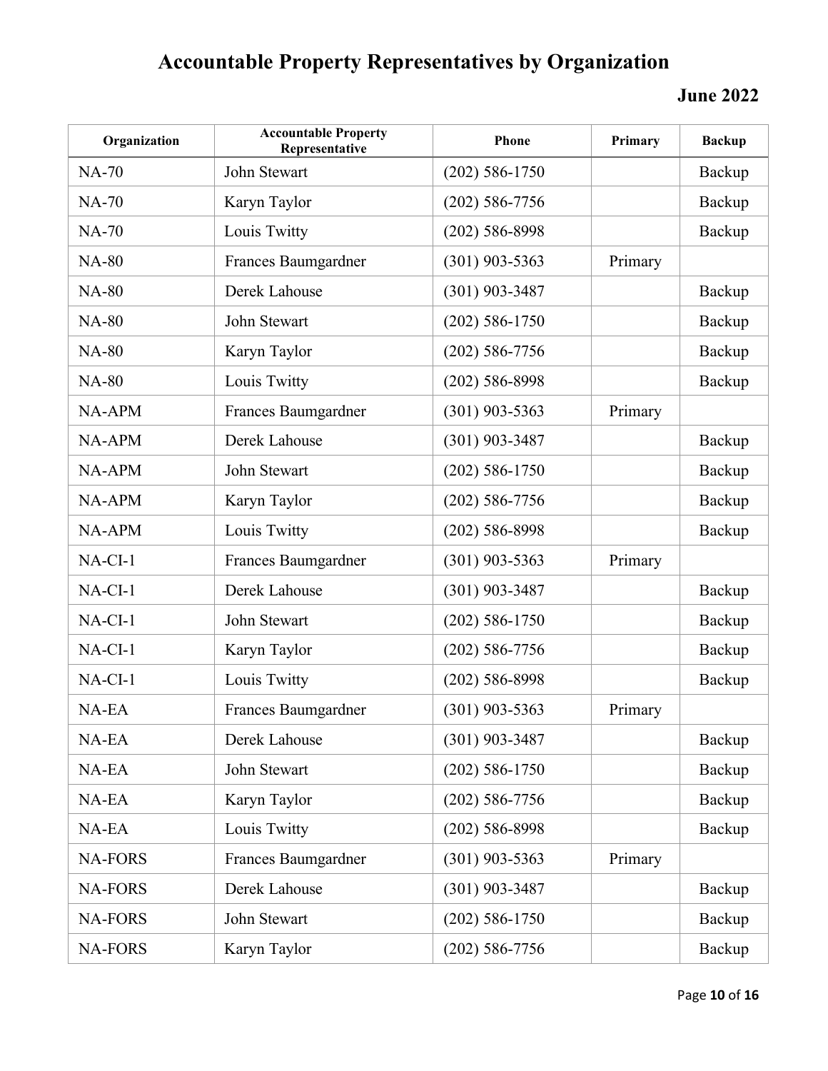# Accountable Property Representatives by Organization

**June 2022**

| Organization | Accountable Property Representative | Phone | Primary | Backup |
|---|---|---|---|---|
| NA-70 | John Stewart | (202) 586-1750 | | Backup |
| NA-70 | Karyn Taylor | (202) 586-7756 | | Backup |
| NA-70 | Louis Twitty | (202) 586-8998 | | Backup |
| NA-80 | Frances Baumgardner | (301) 903-5363 | Primary | |
| NA-80 | Derek Lahouse | (301) 903-3487 | | Backup |
| NA-80 | John Stewart | (202) 586-1750 | | Backup |
| NA-80 | Karyn Taylor | (202) 586-7756 | | Backup |
| NA-80 | Louis Twitty | (202) 586-8998 | | Backup |
| NA-APM | Frances Baumgardner | (301) 903-5363 | Primary | |
| NA-APM | Derek Lahouse | (301) 903-3487 | | Backup |
| NA-APM | John Stewart | (202) 586-1750 | | Backup |
| NA-APM | Karyn Taylor | (202) 586-7756 | | Backup |
| NA-APM | Louis Twitty | (202) 586-8998 | | Backup |
| NA-CI-1 | Frances Baumgardner | (301) 903-5363 | Primary | |
| NA-CI-1 | Derek Lahouse | (301) 903-3487 | | Backup |
| NA-CI-1 | John Stewart | (202) 586-1750 | | Backup |
| NA-CI-1 | Karyn Taylor | (202) 586-7756 | | Backup |
| NA-CI-1 | Louis Twitty | (202) 586-8998 | | Backup |
| NA-EA | Frances Baumgardner | (301) 903-5363 | Primary | |
| NA-EA | Derek Lahouse | (301) 903-3487 | | Backup |
| NA-EA | John Stewart | (202) 586-1750 | | Backup |
| NA-EA | Karyn Taylor | (202) 586-7756 | | Backup |
| NA-EA | Louis Twitty | (202) 586-8998 | | Backup |
| NA-FORS | Frances Baumgardner | (301) 903-5363 | Primary | |
| NA-FORS | Derek Lahouse | (301) 903-3487 | | Backup |
| NA-FORS | John Stewart | (202) 586-1750 | | Backup |
| NA-FORS | Karyn Taylor | (202) 586-7756 | | Backup |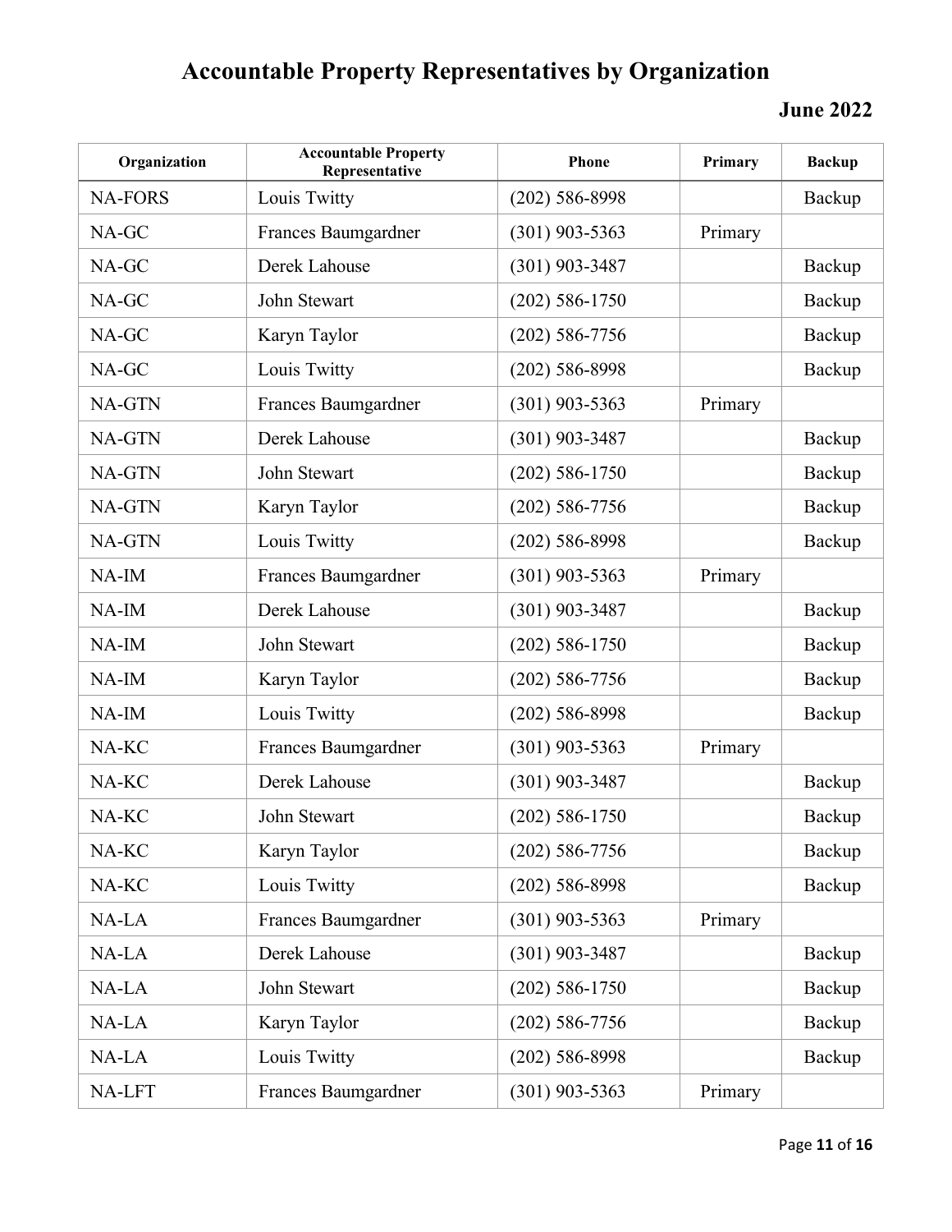# Accountable Property Representatives by Organization

## June 2022

| Organization | Accountable Property Representative | Phone | Primary | Backup |
|---|---|---|---|---|
| NA-FORS | Louis Twitty | (202) 586-8998 | | Backup |
| NA-GC | Frances Baumgardner | (301) 903-5363 | Primary | |
| NA-GC | Derek Lahouse | (301) 903-3487 | | Backup |
| NA-GC | John Stewart | (202) 586-1750 | | Backup |
| NA-GC | Karyn Taylor | (202) 586-7756 | | Backup |
| NA-GC | Louis Twitty | (202) 586-8998 | | Backup |
| NA-GTN | Frances Baumgardner | (301) 903-5363 | Primary | |
| NA-GTN | Derek Lahouse | (301) 903-3487 | | Backup |
| NA-GTN | John Stewart | (202) 586-1750 | | Backup |
| NA-GTN | Karyn Taylor | (202) 586-7756 | | Backup |
| NA-GTN | Louis Twitty | (202) 586-8998 | | Backup |
| NA-IM | Frances Baumgardner | (301) 903-5363 | Primary | |
| NA-IM | Derek Lahouse | (301) 903-3487 | | Backup |
| NA-IM | John Stewart | (202) 586-1750 | | Backup |
| NA-IM | Karyn Taylor | (202) 586-7756 | | Backup |
| NA-IM | Louis Twitty | (202) 586-8998 | | Backup |
| NA-KC | Frances Baumgardner | (301) 903-5363 | Primary | |
| NA-KC | Derek Lahouse | (301) 903-3487 | | Backup |
| NA-KC | John Stewart | (202) 586-1750 | | Backup |
| NA-KC | Karyn Taylor | (202) 586-7756 | | Backup |
| NA-KC | Louis Twitty | (202) 586-8998 | | Backup |
| NA-LA | Frances Baumgardner | (301) 903-5363 | Primary | |
| NA-LA | Derek Lahouse | (301) 903-3487 | | Backup |
| NA-LA | John Stewart | (202) 586-1750 | | Backup |
| NA-LA | Karyn Taylor | (202) 586-7756 | | Backup |
| NA-LA | Louis Twitty | (202) 586-8998 | | Backup |
| NA-LFT | Frances Baumgardner | (301) 903-5363 | Primary | |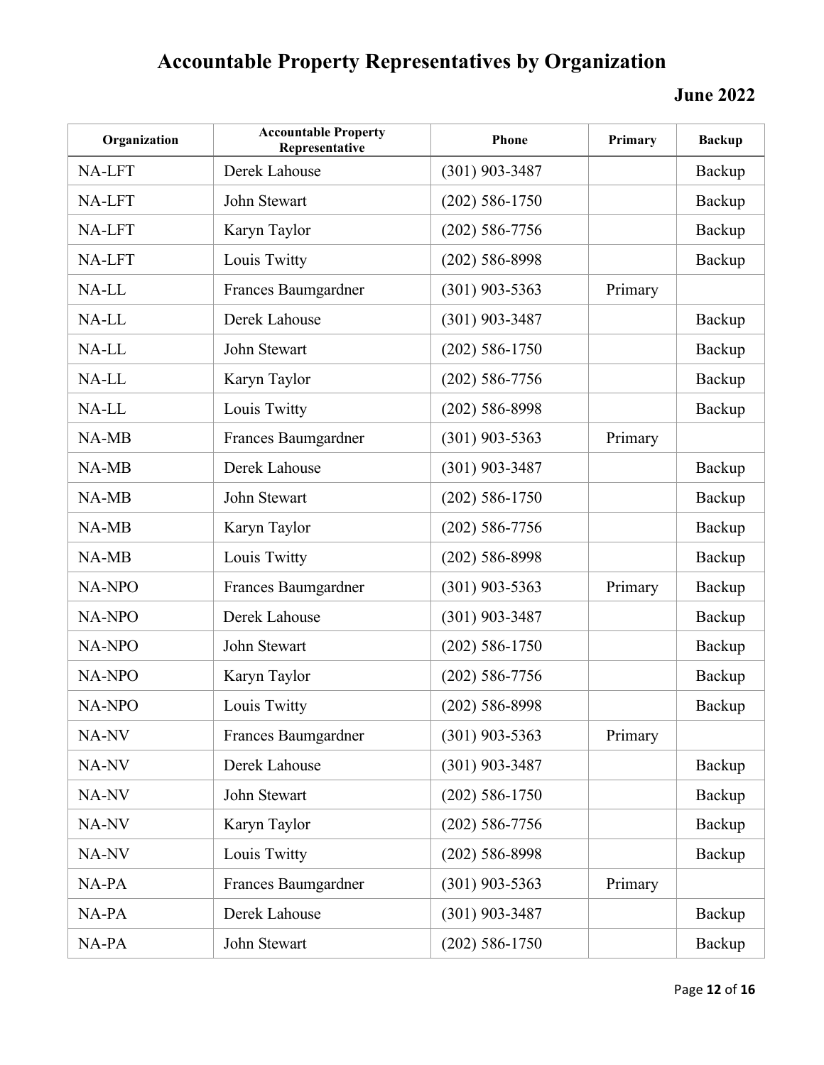# Accountable Property Representatives by Organization

## June 2022

| Organization | Accountable Property Representative | Phone | Primary | Backup |
|---|---|---|---|---|
| NA-LFT | Derek Lahouse | (301) 903-3487 | | Backup |
| NA-LFT | John Stewart | (202) 586-1750 | | Backup |
| NA-LFT | Karyn Taylor | (202) 586-7756 | | Backup |
| NA-LFT | Louis Twitty | (202) 586-8998 | | Backup |
| NA-LL | Frances Baumgardner | (301) 903-5363 | Primary | |
| NA-LL | Derek Lahouse | (301) 903-3487 | | Backup |
| NA-LL | John Stewart | (202) 586-1750 | | Backup |
| NA-LL | Karyn Taylor | (202) 586-7756 | | Backup |
| NA-LL | Louis Twitty | (202) 586-8998 | | Backup |
| NA-MB | Frances Baumgardner | (301) 903-5363 | Primary | |
| NA-MB | Derek Lahouse | (301) 903-3487 | | Backup |
| NA-MB | John Stewart | (202) 586-1750 | | Backup |
| NA-MB | Karyn Taylor | (202) 586-7756 | | Backup |
| NA-MB | Louis Twitty | (202) 586-8998 | | Backup |
| NA-NPO | Frances Baumgardner | (301) 903-5363 | Primary | Backup |
| NA-NPO | Derek Lahouse | (301) 903-3487 | | Backup |
| NA-NPO | John Stewart | (202) 586-1750 | | Backup |
| NA-NPO | Karyn Taylor | (202) 586-7756 | | Backup |
| NA-NPO | Louis Twitty | (202) 586-8998 | | Backup |
| NA-NV | Frances Baumgardner | (301) 903-5363 | Primary | |
| NA-NV | Derek Lahouse | (301) 903-3487 | | Backup |
| NA-NV | John Stewart | (202) 586-1750 | | Backup |
| NA-NV | Karyn Taylor | (202) 586-7756 | | Backup |
| NA-NV | Louis Twitty | (202) 586-8998 | | Backup |
| NA-PA | Frances Baumgardner | (301) 903-5363 | Primary | |
| NA-PA | Derek Lahouse | (301) 903-3487 | | Backup |
| NA-PA | John Stewart | (202) 586-1750 | | Backup |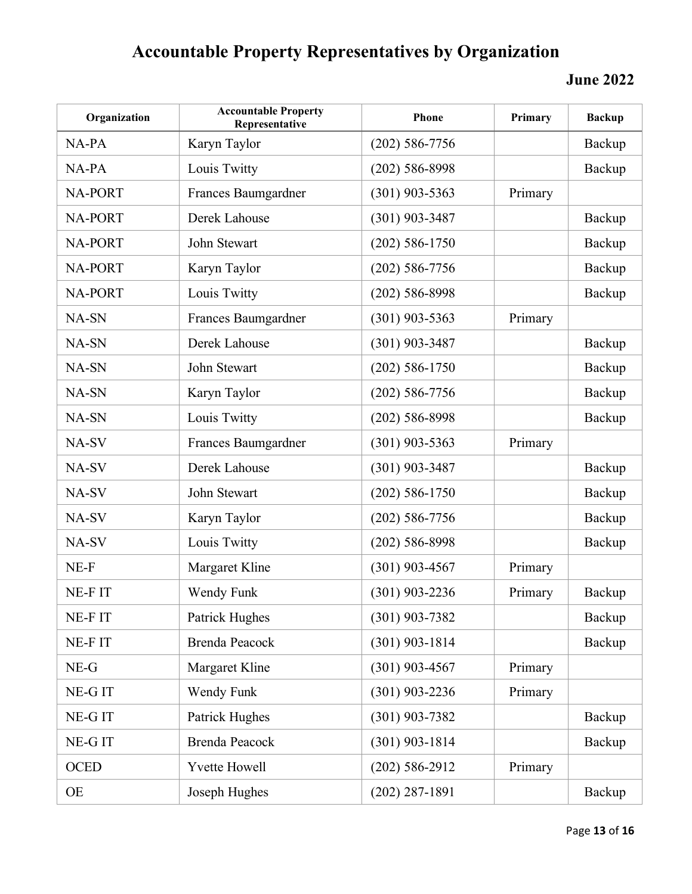# Accountable Property Representatives by Organization

**June 2022**

| Organization | Accountable Property Representative | Phone | Primary | Backup |
|---|---|---|---|---|
| NA-PA | Karyn Taylor | (202) 586-7756 | | Backup |
| NA-PA | Louis Twitty | (202) 586-8998 | | Backup |
| NA-PORT | Frances Baumgardner | (301) 903-5363 | Primary | |
| NA-PORT | Derek Lahouse | (301) 903-3487 | | Backup |
| NA-PORT | John Stewart | (202) 586-1750 | | Backup |
| NA-PORT | Karyn Taylor | (202) 586-7756 | | Backup |
| NA-PORT | Louis Twitty | (202) 586-8998 | | Backup |
| NA-SN | Frances Baumgardner | (301) 903-5363 | Primary | |
| NA-SN | Derek Lahouse | (301) 903-3487 | | Backup |
| NA-SN | John Stewart | (202) 586-1750 | | Backup |
| NA-SN | Karyn Taylor | (202) 586-7756 | | Backup |
| NA-SN | Louis Twitty | (202) 586-8998 | | Backup |
| NA-SV | Frances Baumgardner | (301) 903-5363 | Primary | |
| NA-SV | Derek Lahouse | (301) 903-3487 | | Backup |
| NA-SV | John Stewart | (202) 586-1750 | | Backup |
| NA-SV | Karyn Taylor | (202) 586-7756 | | Backup |
| NA-SV | Louis Twitty | (202) 586-8998 | | Backup |
| NE-F | Margaret Kline | (301) 903-4567 | Primary | |
| NE-F IT | Wendy Funk | (301) 903-2236 | Primary | Backup |
| NE-F IT | Patrick Hughes | (301) 903-7382 | | Backup |
| NE-F IT | Brenda Peacock | (301) 903-1814 | | Backup |
| NE-G | Margaret Kline | (301) 903-4567 | Primary | |
| NE-G IT | Wendy Funk | (301) 903-2236 | Primary | |
| NE-G IT | Patrick Hughes | (301) 903-7382 | | Backup |
| NE-G IT | Brenda Peacock | (301) 903-1814 | | Backup |
| OCED | Yvette Howell | (202) 586-2912 | Primary | |
| OE | Joseph Hughes | (202) 287-1891 | | Backup |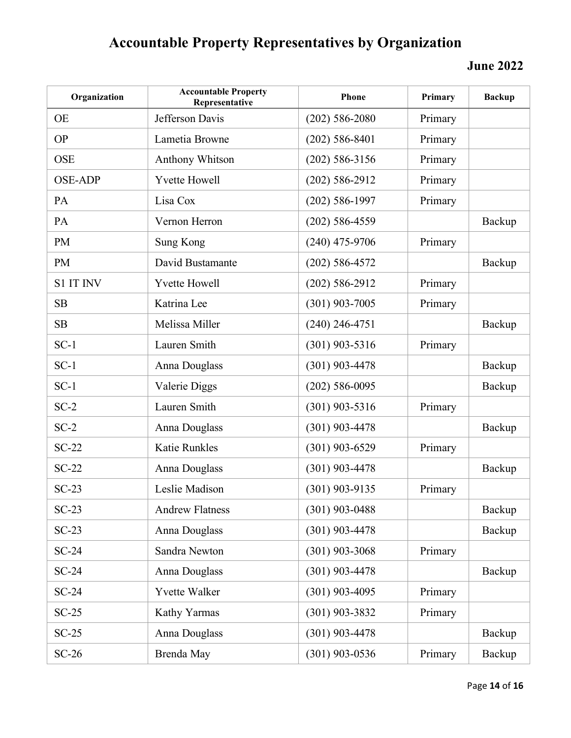# Accountable Property Representatives by Organization

**June 2022**

| Organization | Accountable Property Representative | Phone | Primary | Backup |
|---|---|---|---|---|
| OE | Jefferson Davis | (202) 586-2080 | Primary | |
| OP | Lametia Browne | (202) 586-8401 | Primary | |
| OSE | Anthony Whitson | (202) 586-3156 | Primary | |
| OSE-ADP | Yvette Howell | (202) 586-2912 | Primary | |
| PA | Lisa Cox | (202) 586-1997 | Primary | |
| PA | Vernon Herron | (202) 586-4559 | | Backup |
| PM | Sung Kong | (240) 475-9706 | Primary | |
| PM | David Bustamante | (202) 586-4572 | | Backup |
| S1 IT INV | Yvette Howell | (202) 586-2912 | Primary | |
| SB | Katrina Lee | (301) 903-7005 | Primary | |
| SB | Melissa Miller | (240) 246-4751 | | Backup |
| SC-1 | Lauren Smith | (301) 903-5316 | Primary | |
| SC-1 | Anna Douglass | (301) 903-4478 | | Backup |
| SC-1 | Valerie Diggs | (202) 586-0095 | | Backup |
| SC-2 | Lauren Smith | (301) 903-5316 | Primary | |
| SC-2 | Anna Douglass | (301) 903-4478 | | Backup |
| SC-22 | Katie Runkles | (301) 903-6529 | Primary | |
| SC-22 | Anna Douglass | (301) 903-4478 | | Backup |
| SC-23 | Leslie Madison | (301) 903-9135 | Primary | |
| SC-23 | Andrew Flatness | (301) 903-0488 | | Backup |
| SC-23 | Anna Douglass | (301) 903-4478 | | Backup |
| SC-24 | Sandra Newton | (301) 903-3068 | Primary | |
| SC-24 | Anna Douglass | (301) 903-4478 | | Backup |
| SC-24 | Yvette Walker | (301) 903-4095 | Primary | |
| SC-25 | Kathy Yarmas | (301) 903-3832 | Primary | |
| SC-25 | Anna Douglass | (301) 903-4478 | | Backup |
| SC-26 | Brenda May | (301) 903-0536 | Primary | Backup |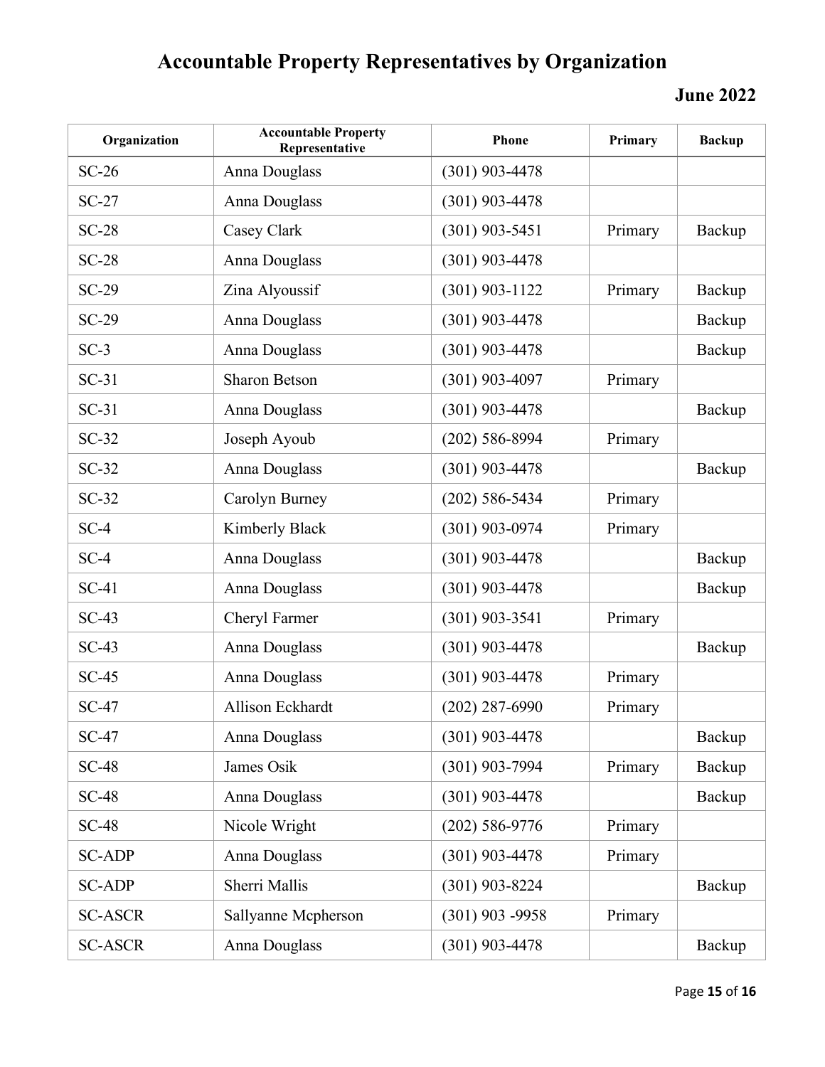# Accountable Property Representatives by Organization

## June 2022

| Organization | Accountable Property Representative | Phone | Primary | Backup |
|---|---|---|---|---|
| SC-26 | Anna Douglass | (301) 903-4478 | | |
| SC-27 | Anna Douglass | (301) 903-4478 | | |
| SC-28 | Casey Clark | (301) 903-5451 | Primary | Backup |
| SC-28 | Anna Douglass | (301) 903-4478 | | |
| SC-29 | Zina Alyoussif | (301) 903-1122 | Primary | Backup |
| SC-29 | Anna Douglass | (301) 903-4478 | | Backup |
| SC-3 | Anna Douglass | (301) 903-4478 | | Backup |
| SC-31 | Sharon Betson | (301) 903-4097 | Primary | |
| SC-31 | Anna Douglass | (301) 903-4478 | | Backup |
| SC-32 | Joseph Ayoub | (202) 586-8994 | Primary | |
| SC-32 | Anna Douglass | (301) 903-4478 | | Backup |
| SC-32 | Carolyn Burney | (202) 586-5434 | Primary | |
| SC-4 | Kimberly Black | (301) 903-0974 | Primary | |
| SC-4 | Anna Douglass | (301) 903-4478 | | Backup |
| SC-41 | Anna Douglass | (301) 903-4478 | | Backup |
| SC-43 | Cheryl Farmer | (301) 903-3541 | Primary | |
| SC-43 | Anna Douglass | (301) 903-4478 | | Backup |
| SC-45 | Anna Douglass | (301) 903-4478 | Primary | |
| SC-47 | Allison Eckhardt | (202) 287-6990 | Primary | |
| SC-47 | Anna Douglass | (301) 903-4478 | | Backup |
| SC-48 | James Osik | (301) 903-7994 | Primary | Backup |
| SC-48 | Anna Douglass | (301) 903-4478 | | Backup |
| SC-48 | Nicole Wright | (202) 586-9776 | Primary | |
| SC-ADP | Anna Douglass | (301) 903-4478 | Primary | |
| SC-ADP | Sherri Mallis | (301) 903-8224 | | Backup |
| SC-ASCR | Sallyanne Mcpherson | (301) 903 -9958 | Primary | |
| SC-ASCR | Anna Douglass | (301) 903-4478 | | Backup |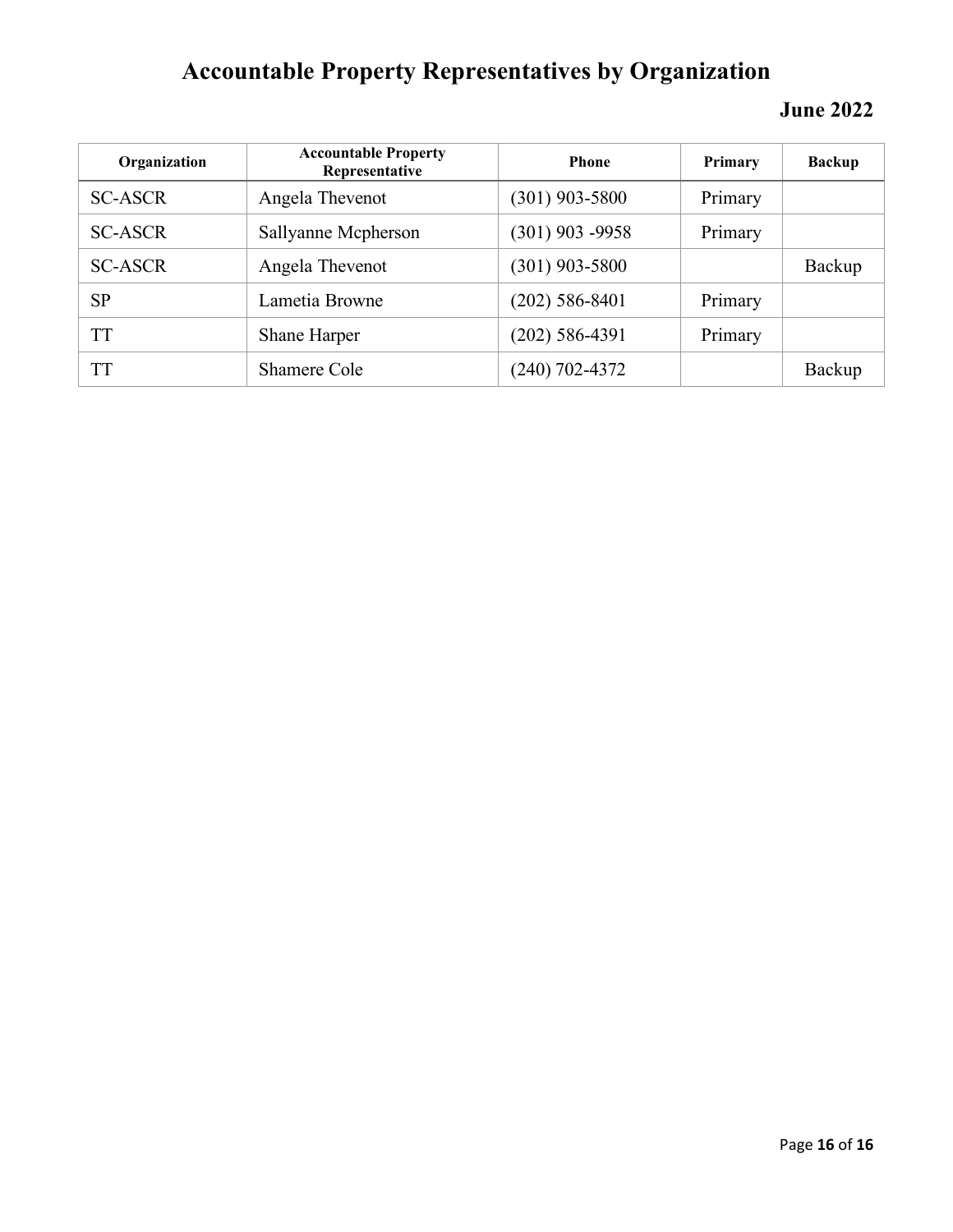# Accountable Property Representatives by Organization

**June 2022**

| Organization | Accountable Property Representative | Phone | Primary | Backup |
|---|---|---|---|---|
| SC-ASCR | Angela Thevenot | (301) 903-5800 | Primary | |
| SC-ASCR | Sallyanne Mcpherson | (301) 903 -9958 | Primary | |
| SC-ASCR | Angela Thevenot | (301) 903-5800 | | Backup |
| SP | Lametia Browne | (202) 586-8401 | Primary | |
| TT | Shane Harper | (202) 586-4391 | Primary | |
| TT | Shamere Cole | (240) 702-4372 | | Backup |